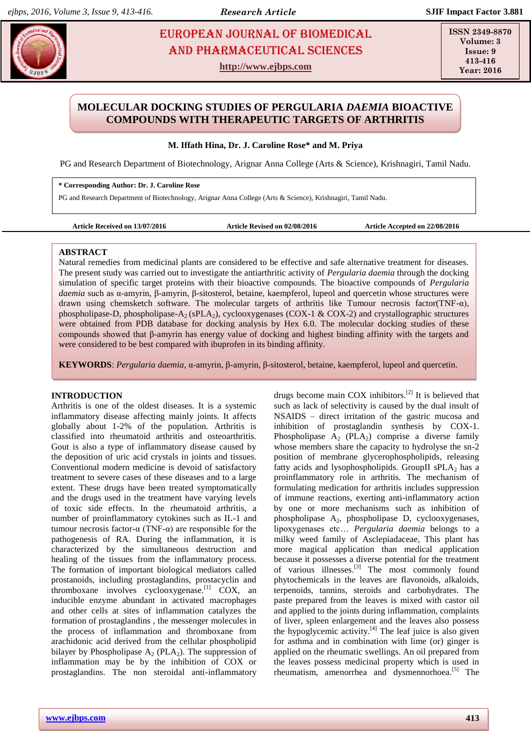# MOLECULAR DOCKING STUDIES OF PERGULARIA *DAEMIA* BIOACTIVE COMPOUNDS WITH THERAPEUTIC TARGETS OF ARTHRITIS

**M. Iffath Hina, Dr. J. Caroline Rose* and M. Priya**

PG and Research Department of Biotechnology, Arignar Anna College (Arts & Science), Krishnagiri, Tamil Nadu.

**\* Corresponding Author: Dr. J. Caroline Rose**

PG and Research Department of Biotechnology, Arignar Anna College (Arts & Science), Krishnagiri, Tamil Nadu.

**Article Received on 13/07/2016** **Article Revised on 02/08/2016** **Article Accepted on 22/08/2016**

## ABSTRACT

Natural remedies from medicinal plants are considered to be effective and safe alternative treatment for diseases. The present study was carried out to investigate the antiarthritic activity of *Pergularia daemia* through the docking simulation of specific target proteins with their bioactive compounds. The bioactive compounds of *Pergularia daemia* such as α-amyrin, β-amyrin, β-sitosterol, betaine, kaempferol, lupeol and quercetin whose structures were drawn using chemsketch software. The molecular targets of arthritis like Tumour necrosis factor(TNF-α), phospholipase-D, phospholipase-$A_2$ ($sPLA_2$), cyclooxygenases (COX-1 & COX-2) and crystallographic structures were obtained from PDB database for docking analysis by Hex 6.0. The molecular docking studies of these compounds showed that β-amyrin has energy value of docking and highest binding affinity with the targets and were considered to be best compared with ibuprofen in its binding affinity.

**KEYWORDS**: *Pergularia daemia,* α-amyrin, β-amyrin, β-sitosterol, betaine, kaempferol, lupeol and quercetin.

## INTRODUCTION

Arthritis is one of the oldest diseases. It is a systemic inflammatory disease affecting mainly joints. It affects globally about 1-2% of the population. Arthritis is classified into rheumatoid arthritis and osteoarthritis. Gout is also a type of inflammatory disease caused by the deposition of uric acid crystals in joints and tissues. Conventional modern medicine is devoid of satisfactory treatment to severe cases of these diseases and to a large extent. These drugs have been treated symptomatically and the drugs used in the treatment have varying levels of toxic side effects. In the rheumatoid arthritis, a number of proinflammatory cytokines such as IL-1 and tumour necrosis factor-α (TNF-α) are responsible for the pathogenesis of RA. During the inflammation, it is characterized by the simultaneous destruction and healing of the tissues from the inflammatory process. The formation of important biological mediators called prostanoids, including prostaglandins, prostacyclin and thromboxane involves cyclooxygenase.[1] COX, an inducible enzyme abundant in activated macrophages and other cells at sites of inflammation catalyzes the formation of prostaglandins , the messenger molecules in the process of inflammation and thromboxane from arachidonic acid derived from the cellular phospholipid bilayer by Phospholipase $A_2$ ($PLA_2$). The suppression of inflammation may be by the inhibition of COX or prostaglandins. The non steroidal anti-inflammatory drugs become main COX inhibitors.[2] It is believed that such as lack of selectivity is caused by the dual insult of NSAIDS – direct irritation of the gastric mucosa and inhibition of prostaglandin synthesis by COX-1. Phospholipase $A_2$ ($PLA_2$) comprise a diverse family whose members share the capacity to hydrolyse the sn-2 position of membrane glycerophospholipids, releasing fatty acids and lysophospholipids. GroupII $sPLA_2$ has a proinflammatory role in arthritis. The mechanism of formulating medication for arthritis includes suppression of immune reactions, exerting anti-inflammatory action by one or more mechanisms such as inhibition of phospholipase $A_2$, phospholipase D, cyclooxygenases, lipoxygenases etc… *Pergularia daemia* belongs to a milky weed family of Asclepiadaceae, This plant has more magical application than medical application because it possesses a diverse potential for the treatment of various illnesses.[3] The most commonly found phytochemicals in the leaves are flavonoids, alkaloids, terpenoids, tannins, steroids and carbohydrates. The paste prepared from the leaves is mixed with castor oil and applied to the joints during inflammation, complaints of liver, spleen enlargement and the leaves also possess the hypoglycemic activity.[4] The leaf juice is also given for asthma and in combination with lime (or) ginger is applied on the rheumatic swellings. An oil prepared from the leaves possess medicinal property which is used in rheumatism, amenorrhea and dysmennorhoea.[5] The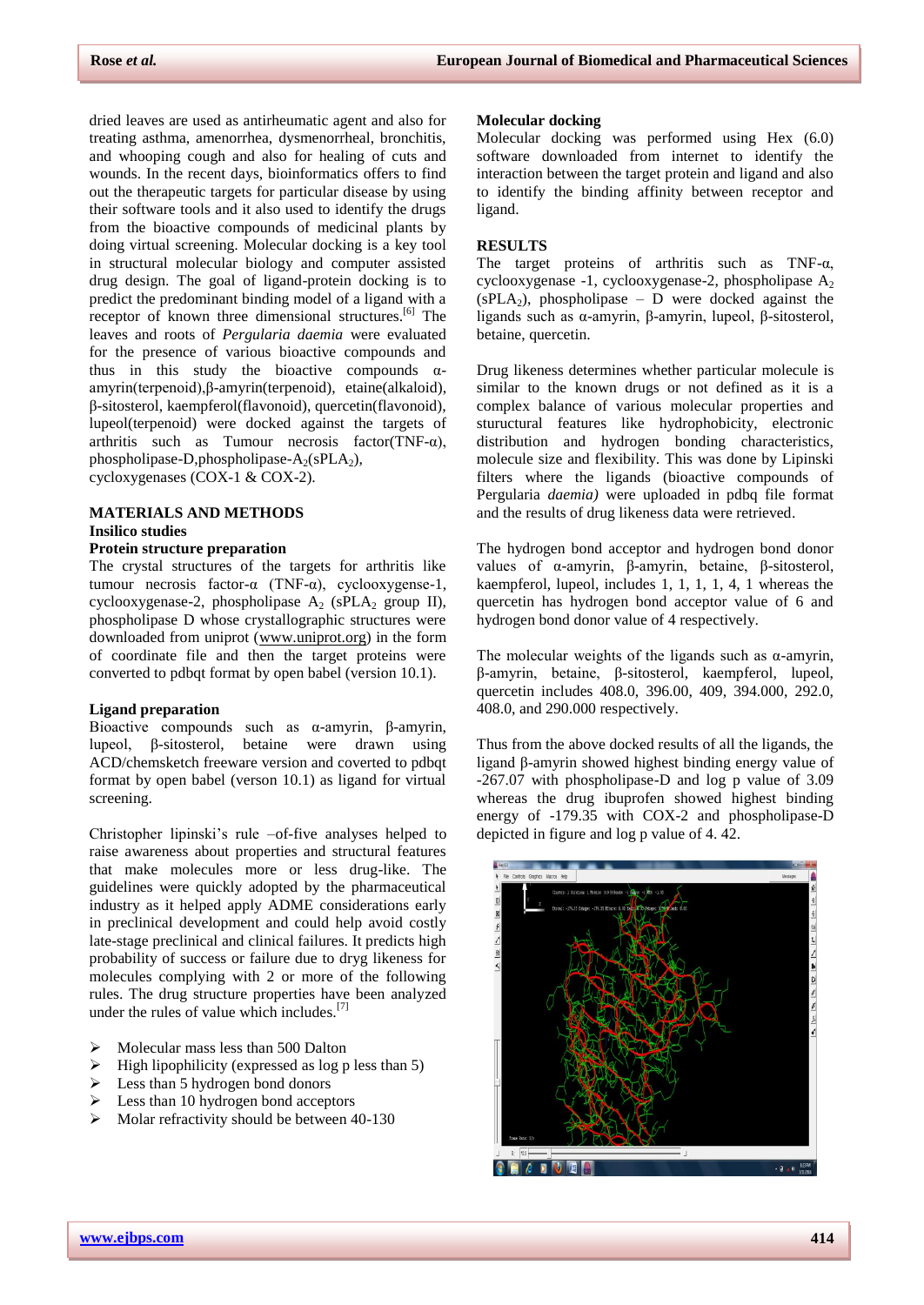dried leaves are used as antirheumatic agent and also for treating asthma, amenorrhea, dysmenorrheal, bronchitis, and whooping cough and also for healing of cuts and wounds. In the recent days, bioinformatics offers to find out the therapeutic targets for particular disease by using their software tools and it also used to identify the drugs from the bioactive compounds of medicinal plants by doing virtual screening. Molecular docking is a key tool in structural molecular biology and computer assisted drug design. The goal of ligand-protein docking is to predict the predominant binding model of a ligand with a receptor of known three dimensional structures.[6] The leaves and roots of *Pergularia daemia* were evaluated for the presence of various bioactive compounds and thus in this study the bioactive compounds α-amyrin(terpenoid),β-amyrin(terpenoid), etaine(alkaloid), β-sitosterol, kaempferol(flavonoid), quercetin(flavonoid), lupeol(terpenoid) were docked against the targets of arthritis such as Tumour necrosis factor(TNF-α), phospholipase-D,phospholipase-$A_2$($sPLA_2$), cycloxygenases (COX-1 & COX-2).

## MATERIALS AND METHODS

### Insilico studies

### Protein structure preparation

The crystal structures of the targets for arthritis like tumour necrosis factor-α (TNF-α), cyclooxygense-1, cyclooxygenase-2, phospholipase $A_2$ ($sPLA_2$ group II), phospholipase D whose crystallographic structures were downloaded from uniprot (www.uniprot.org) in the form of coordinate file and then the target proteins were converted to pdbqt format by open babel (version 10.1).

### Ligand preparation

Bioactive compounds such as α-amyrin, β-amyrin, lupeol, β-sitosterol, betaine were drawn using ACD/chemsketch freeware version and coverted to pdbqt format by open babel (verson 10.1) as ligand for virtual screening.

Christopher lipinski's rule –of-five analyses helped to raise awareness about properties and structural features that make molecules more or less drug-like. The guidelines were quickly adopted by the pharmaceutical industry as it helped apply ADME considerations early in preclinical development and could help avoid costly late-stage preclinical and clinical failures. It predicts high probability of success or failure due to dryg likeness for molecules complying with 2 or more of the following rules. The drug structure properties have been analyzed under the rules of value which includes.[7]

- Molecular mass less than 500 Dalton
- High lipophilicity (expressed as log p less than 5)
- Less than 5 hydrogen bond donors
- Less than 10 hydrogen bond acceptors
- Molar refractivity should be between 40-130

### Molecular docking

Molecular docking was performed using Hex (6.0) software downloaded from internet to identify the interaction between the target protein and ligand and also to identify the binding affinity between receptor and ligand.

## RESULTS

The target proteins of arthritis such as TNF-α, cyclooxygenase -1, cyclooxygenase-2, phospholipase $A_2$ ($sPLA_2$), phospholipase – D were docked against the ligands such as α-amyrin, β-amyrin, lupeol, β-sitosterol, betaine, quercetin.

Drug likeness determines whether particular molecule is similar to the known drugs or not defined as it is a complex balance of various molecular properties and stuructural features like hydrophobicity, electronic distribution and hydrogen bonding characteristics, molecule size and flexibility. This was done by Lipinski filters where the ligands (bioactive compounds of Pergularia *daemia)* were uploaded in pdbq file format and the results of drug likeness data were retrieved.

The hydrogen bond acceptor and hydrogen bond donor values of α-amyrin, β-amyrin, betaine, β-sitosterol, kaempferol, lupeol, includes 1, 1, 1, 1, 4, 1 whereas the quercetin has hydrogen bond acceptor value of 6 and hydrogen bond donor value of 4 respectively.

The molecular weights of the ligands such as α-amyrin, β-amyrin, betaine, β-sitosterol, kaempferol, lupeol, quercetin includes 408.0, 396.00, 409, 394.000, 292.0, 408.0, and 290.000 respectively.

Thus from the above docked results of all the ligands, the ligand β-amyrin showed highest binding energy value of -267.07 with phospholipase-D and log p value of 3.09 whereas the drug ibuprofen showed highest binding energy of -179.35 with COX-2 and phospholipase-D depicted in figure and log p value of 4. 42.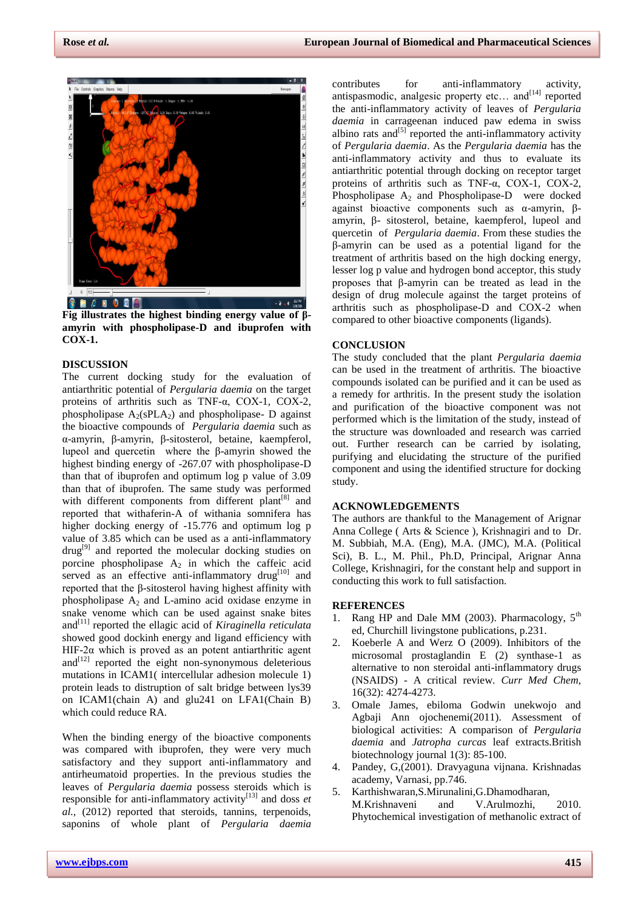**Fig illustrates the highest binding energy value of β-amyrin with phospholipase-D and ibuprofen with COX-1.**

## DISCUSSION

The current docking study for the evaluation of antiarthritic potential of *Pergularia daemia* on the target proteins of arthritis such as TNF-α, COX-1, COX-2, phospholipase $A_2$($sPLA_2$) and phospholipase- D against the bioactive compounds of *Pergularia daemia* such as α-amyrin, β-amyrin, β-sitosterol, betaine, kaempferol, lupeol and quercetin where the β-amyrin showed the highest binding energy of -267.07 with phospholipase-D than that of ibuprofen and optimum log p value of 3.09 than that of ibuprofen. The same study was performed with different components from different plant[8] and reported that withaferin-A of withania somnifera has higher docking energy of -15.776 and optimum log p value of 3.85 which can be used as a anti-inflammatory drug[9] and reported the molecular docking studies on porcine phospholipase $A_2$ in which the caffeic acid served as an effective anti-inflammatory drug[10] and reported that the β-sitosterol having highest affinity with phospholipase $A_2$ and L-amino acid oxidase enzyme in snake venome which can be used against snake bites and[11] reported the ellagic acid of *Kiraginella reticulata* showed good dockinh energy and ligand efficiency with HIF-2α which is proved as an potent antiarthritic agent and[12] reported the eight non-synonymous deleterious mutations in ICAM1( intercellular adhesion molecule 1) protein leads to distruption of salt bridge between lys39 on ICAM1(chain A) and glu241 on LFA1(Chain B) which could reduce RA.

When the binding energy of the bioactive components was compared with ibuprofen, they were very much satisfactory and they support anti-inflammatory and antirheumatoid properties. In the previous studies the leaves of *Pergularia daemia* possess steroids which is responsible for anti-inflammatory activity[13] and doss *et al.,* (2012) reported that steroids, tannins, terpenoids, saponins of whole plant of *Pergularia daemia* contributes for anti-inflammatory activity, antispasmodic, analgesic property etc… and[14] reported the anti-inflammatory activity of leaves of *Pergularia daemia* in carrageenan induced paw edema in swiss albino rats and[5] reported the anti-inflammatory activity of *Pergularia daemia*. As the *Pergularia daemia* has the anti-inflammatory activity and thus to evaluate its antiarthritic potential through docking on receptor target proteins of arthritis such as TNF-α, COX-1, COX-2, Phospholipase $A_2$ and Phospholipase-D were docked against bioactive components such as α-amyrin, β-amyrin, β- sitosterol, betaine, kaempferol, lupeol and quercetin of *Pergularia daemia*. From these studies the β-amyrin can be used as a potential ligand for the treatment of arthritis based on the high docking energy, lesser log p value and hydrogen bond acceptor, this study proposes that β-amyrin can be treated as lead in the design of drug molecule against the target proteins of arthritis such as phospholipase-D and COX-2 when compared to other bioactive components (ligands).

## CONCLUSION

The study concluded that the plant *Pergularia daemia* can be used in the treatment of arthritis. The bioactive compounds isolated can be purified and it can be used as a remedy for arthritis. In the present study the isolation and purification of the bioactive component was not performed which is the limitation of the study, instead of the structure was downloaded and research was carried out. Further research can be carried by isolating, purifying and elucidating the structure of the purified component and using the identified structure for docking study.

## ACKNOWLEDGEMENTS

The authors are thankful to the Management of Arignar Anna College ( Arts & Science ), Krishnagiri and to Dr. M. Subbiah, M.A. (Eng), M.A. (JMC), M.A. (Political Sci), B. L., M. Phil., Ph.D, Principal, Arignar Anna College, Krishnagiri, for the constant help and support in conducting this work to full satisfaction.

## REFERENCES

1. Rang HP and Dale MM (2003). Pharmacology, 5th ed, Churchill livingstone publications, p.231.
2. Koeberle A and Werz O (2009). Inhibitors of the microsomal prostaglandin E (2) synthase-1 as alternative to non steroidal anti-inflammatory drugs (NSAIDS) - A critical review. *Curr Med Chem*, 16(32): 4274-4273.
3. Omale James, ebiloma Godwin unekwojo and Agbaji Ann ojochenemi(2011). Assessment of biological activities: A comparison of *Pergularia daemia* and *Jatropha curcas* leaf extracts.British biotechnology journal 1(3): 85-100.
4. Pandey, G,(2001). Dravyaguna vijnana. Krishnadas academy, Varnasi, pp.746.
5. Karthishwaran,S.Mirunalini,G.Dhamodharan, M.Krishnaveni and V.Arulmozhi, 2010. Phytochemical investigation of methanolic extract of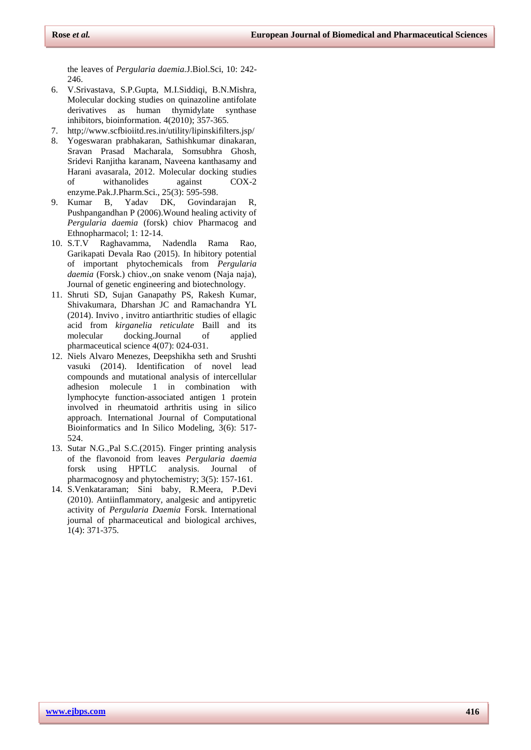the leaves of *Pergularia daemia*.J.Biol.Sci, 10: 242-246.

6. V.Srivastava, S.P.Gupta, M.I.Siddiqi, B.N.Mishra, Molecular docking studies on quinazoline antifolate derivatives as human thymidylate synthase inhibitors, bioinformation. 4(2010); 357-365.
7. http;//www.scfbioiitd.res.in/utility/lipinskifilters.jsp/
8. Yogeswaran prabhakaran, Sathishkumar dinakaran, Sravan Prasad Macharala, Somsubhra Ghosh, Sridevi Ranjitha karanam, Naveena kanthasamy and Harani avasarala, 2012. Molecular docking studies of withanolides against COX-2 enzyme.Pak.J.Pharm.Sci., 25(3): 595-598.
9. Kumar B, Yadav DK, Govindarajan R, Pushpangandhan P (2006).Wound healing activity of *Pergularia daemia* (forsk) chiov Pharmacog and Ethnopharmacol; 1: 12-14.
10. S.T.V Raghavamma, Nadendla Rama Rao, Garikapati Devala Rao (2015). In hibitory potential of important phytochemicals from *Pergularia daemia* (Forsk.) chiov.,on snake venom (Naja naja), Journal of genetic engineering and biotechnology.
11. Shruti SD, Sujan Ganapathy PS, Rakesh Kumar, Shivakumara, Dharshan JC and Ramachandra YL (2014). Invivo , invitro antiarthritic studies of ellagic acid from *kirganelia reticulate* Baill and its molecular docking.Journal of applied pharmaceutical science 4(07): 024-031.
12. Niels Alvaro Menezes, Deepshikha seth and Srushti vasuki (2014). Identification of novel lead compounds and mutational analysis of intercellular adhesion molecule 1 in combination with lymphocyte function-associated antigen 1 protein involved in rheumatoid arthritis using in silico approach. International Journal of Computational Bioinformatics and In Silico Modeling, 3(6): 517-524.
13. Sutar N.G.,Pal S.C.(2015). Finger printing analysis of the flavonoid from leaves *Pergularia daemia* forsk using HPTLC analysis. Journal of pharmacognosy and phytochemistry; 3(5): 157-161.
14. S.Venkataraman; Sini baby, R.Meera, P.Devi (2010). Antiinflammatory, analgesic and antipyretic activity of *Pergularia Daemia* Forsk. International journal of pharmaceutical and biological archives, 1(4): 371-375.